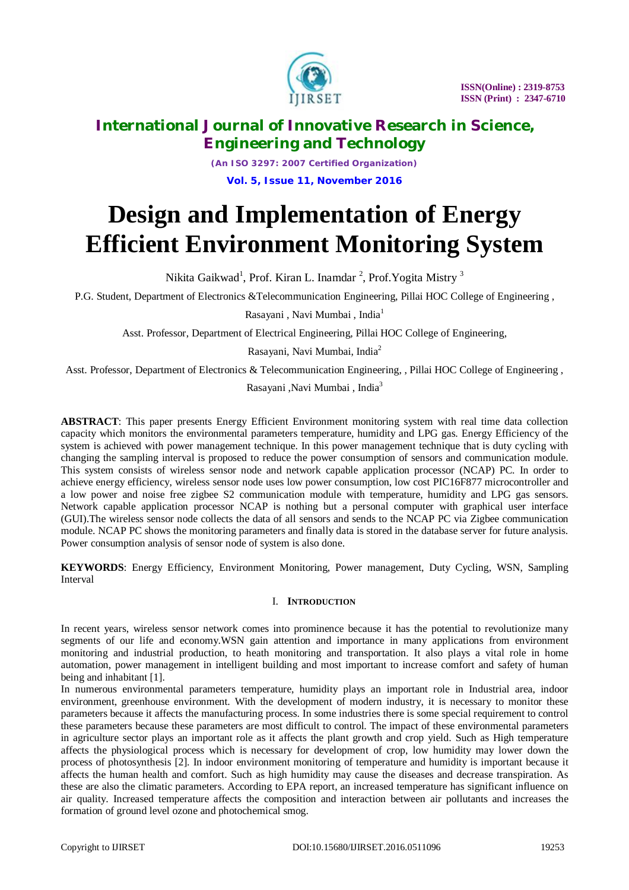# Design and Implementation of Energy Efficient Environment Monitoring System

Nikita Gaikwad[1], Prof. Kiran L. Inamdar [2], Prof.Yogita Mistry [3]

P.G. Student, Department of Electronics &Telecommunication Engineering, Pillai HOC College of Engineering , Rasayani , Navi Mumbai , India[1]

Asst. Professor, Department of Electrical Engineering, Pillai HOC College of Engineering, Rasayani, Navi Mumbai, India[2]

Asst. Professor, Department of Electronics & Telecommunication Engineering, , Pillai HOC College of Engineering , Rasayani ,Navi Mumbai , India[3]

**ABSTRACT**: This paper presents Energy Efficient Environment monitoring system with real time data collection capacity which monitors the environmental parameters temperature, humidity and LPG gas. Energy Efficiency of the system is achieved with power management technique. In this power management technique that is duty cycling with changing the sampling interval is proposed to reduce the power consumption of sensors and communication module. This system consists of wireless sensor node and network capable application processor (NCAP) PC. In order to achieve energy efficiency, wireless sensor node uses low power consumption, low cost PIC16F877 microcontroller and a low power and noise free zigbee S2 communication module with temperature, humidity and LPG gas sensors. Network capable application processor NCAP is nothing but a personal computer with graphical user interface (GUI).The wireless sensor node collects the data of all sensors and sends to the NCAP PC via Zigbee communication module. NCAP PC shows the monitoring parameters and finally data is stored in the database server for future analysis. Power consumption analysis of sensor node of system is also done.

**KEYWORDS**: Energy Efficiency, Environment Monitoring, Power management, Duty Cycling, WSN, Sampling Interval

## I. INTRODUCTION

In recent years, wireless sensor network comes into prominence because it has the potential to revolutionize many segments of our life and economy.WSN gain attention and importance in many applications from environment monitoring and industrial production, to heath monitoring and transportation. It also plays a vital role in home automation, power management in intelligent building and most important to increase comfort and safety of human being and inhabitant [1].

In numerous environmental parameters temperature, humidity plays an important role in Industrial area, indoor environment, greenhouse environment. With the development of modern industry, it is necessary to monitor these parameters because it affects the manufacturing process. In some industries there is some special requirement to control these parameters because these parameters are most difficult to control. The impact of these environmental parameters in agriculture sector plays an important role as it affects the plant growth and crop yield. Such as High temperature affects the physiological process which is necessary for development of crop, low humidity may lower down the process of photosynthesis [2]. In indoor environment monitoring of temperature and humidity is important because it affects the human health and comfort. Such as high humidity may cause the diseases and decrease transpiration. As these are also the climatic parameters. According to EPA report, an increased temperature has significant influence on air quality. Increased temperature affects the composition and interaction between air pollutants and increases the formation of ground level ozone and photochemical smog.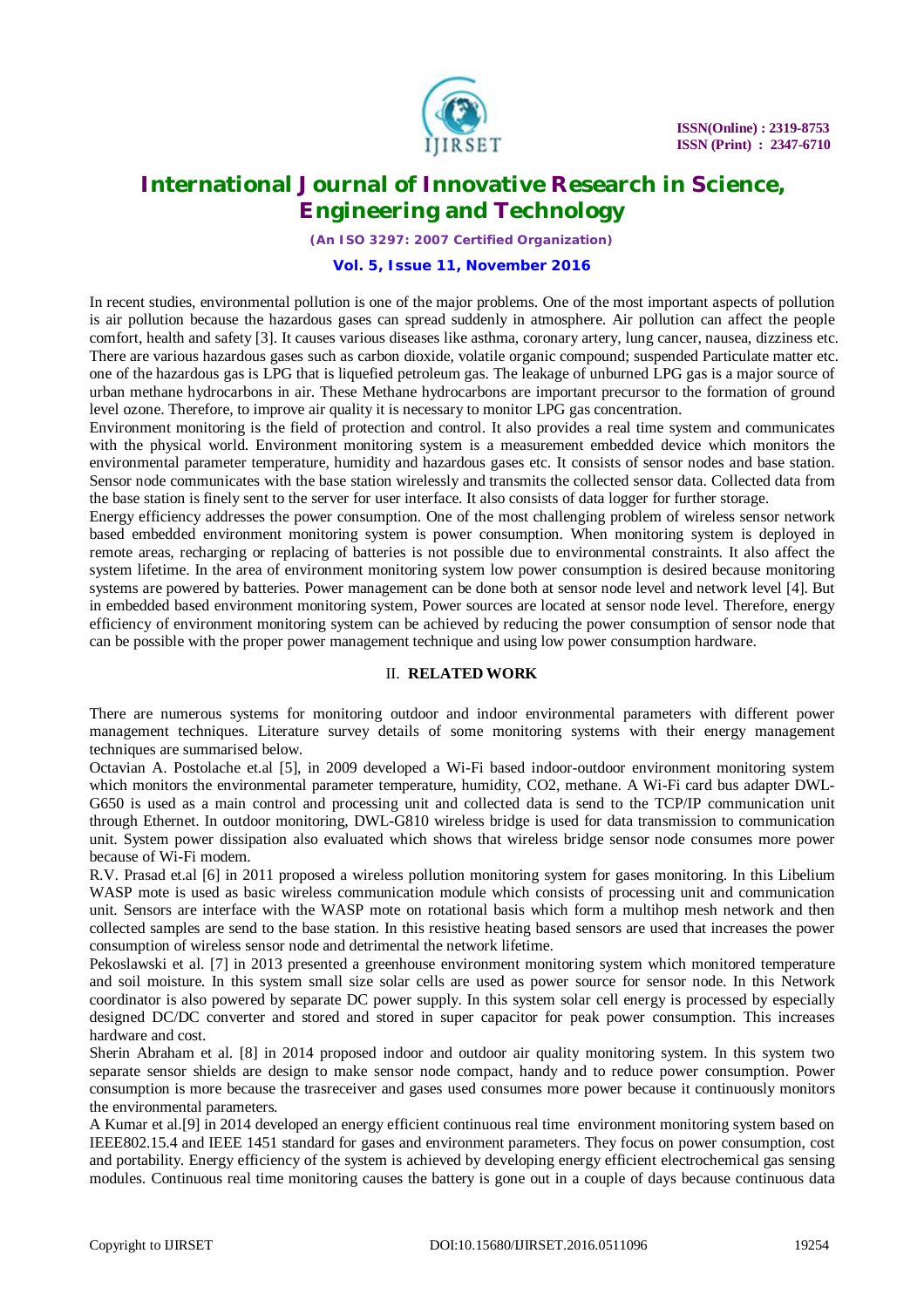In recent studies, environmental pollution is one of the major problems. One of the most important aspects of pollution is air pollution because the hazardous gases can spread suddenly in atmosphere. Air pollution can affect the people comfort, health and safety [3]. It causes various diseases like asthma, coronary artery, lung cancer, nausea, dizziness etc. There are various hazardous gases such as carbon dioxide, volatile organic compound; suspended Particulate matter etc. one of the hazardous gas is LPG that is liquefied petroleum gas. The leakage of unburned LPG gas is a major source of urban methane hydrocarbons in air. These Methane hydrocarbons are important precursor to the formation of ground level ozone. Therefore, to improve air quality it is necessary to monitor LPG gas concentration.

Environment monitoring is the field of protection and control. It also provides a real time system and communicates with the physical world. Environment monitoring system is a measurement embedded device which monitors the environmental parameter temperature, humidity and hazardous gases etc. It consists of sensor nodes and base station. Sensor node communicates with the base station wirelessly and transmits the collected sensor data. Collected data from the base station is finely sent to the server for user interface. It also consists of data logger for further storage.

Energy efficiency addresses the power consumption. One of the most challenging problem of wireless sensor network based embedded environment monitoring system is power consumption. When monitoring system is deployed in remote areas, recharging or replacing of batteries is not possible due to environmental constraints. It also affect the system lifetime. In the area of environment monitoring system low power consumption is desired because monitoring systems are powered by batteries. Power management can be done both at sensor node level and network level [4]. But in embedded based environment monitoring system, Power sources are located at sensor node level. Therefore, energy efficiency of environment monitoring system can be achieved by reducing the power consumption of sensor node that can be possible with the proper power management technique and using low power consumption hardware.

## II. RELATED WORK

There are numerous systems for monitoring outdoor and indoor environmental parameters with different power management techniques. Literature survey details of some monitoring systems with their energy management techniques are summarised below.

Octavian A. Postolache et.al [5], in 2009 developed a Wi-Fi based indoor-outdoor environment monitoring system which monitors the environmental parameter temperature, humidity, CO2, methane. A Wi-Fi card bus adapter DWL-G650 is used as a main control and processing unit and collected data is send to the TCP/IP communication unit through Ethernet. In outdoor monitoring, DWL-G810 wireless bridge is used for data transmission to communication unit. System power dissipation also evaluated which shows that wireless bridge sensor node consumes more power because of Wi-Fi modem.

R.V. Prasad et.al [6] in 2011 proposed a wireless pollution monitoring system for gases monitoring. In this Libelium WASP mote is used as basic wireless communication module which consists of processing unit and communication unit. Sensors are interface with the WASP mote on rotational basis which form a multihop mesh network and then collected samples are send to the base station. In this resistive heating based sensors are used that increases the power consumption of wireless sensor node and detrimental the network lifetime.

Pekoslawski et al. [7] in 2013 presented a greenhouse environment monitoring system which monitored temperature and soil moisture. In this system small size solar cells are used as power source for sensor node. In this Network coordinator is also powered by separate DC power supply. In this system solar cell energy is processed by especially designed DC/DC converter and stored and stored in super capacitor for peak power consumption. This increases hardware and cost.

Sherin Abraham et al. [8] in 2014 proposed indoor and outdoor air quality monitoring system. In this system two separate sensor shields are design to make sensor node compact, handy and to reduce power consumption. Power consumption is more because the trasreceiver and gases used consumes more power because it continuously monitors the environmental parameters.

A Kumar et al.[9] in 2014 developed an energy efficient continuous real time environment monitoring system based on IEEE802.15.4 and IEEE 1451 standard for gases and environment parameters. They focus on power consumption, cost and portability. Energy efficiency of the system is achieved by developing energy efficient electrochemical gas sensing modules. Continuous real time monitoring causes the battery is gone out in a couple of days because continuous data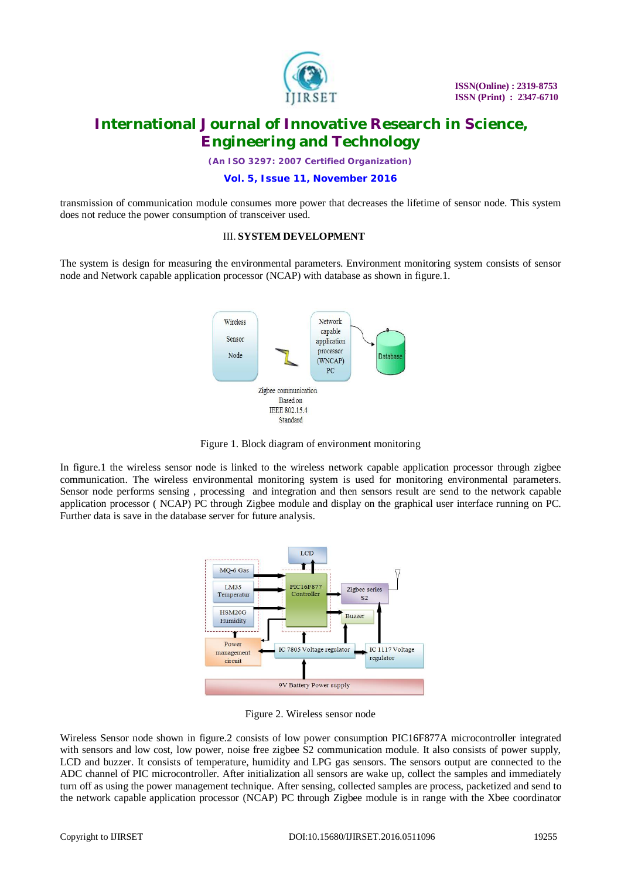transmission of communication module consumes more power that decreases the lifetime of sensor node. This system does not reduce the power consumption of transceiver used.

## III. SYSTEM DEVELOPMENT

The system is design for measuring the environmental parameters. Environment monitoring system consists of sensor node and Network capable application processor (NCAP) with database as shown in figure.1.

Figure 1. Block diagram of environment monitoring

In figure.1 the wireless sensor node is linked to the wireless network capable application processor through zigbee communication. The wireless environmental monitoring system is used for monitoring environmental parameters. Sensor node performs sensing , processing and integration and then sensors result are send to the network capable application processor ( NCAP) PC through Zigbee module and display on the graphical user interface running on PC. Further data is save in the database server for future analysis.

Figure 2. Wireless sensor node

Wireless Sensor node shown in figure.2 consists of low power consumption PIC16F877A microcontroller integrated with sensors and low cost, low power, noise free zigbee S2 communication module. It also consists of power supply, LCD and buzzer. It consists of temperature, humidity and LPG gas sensors. The sensors output are connected to the ADC channel of PIC microcontroller. After initialization all sensors are wake up, collect the samples and immediately turn off as using the power management technique. After sensing, collected samples are process, packetized and send to the network capable application processor (NCAP) PC through Zigbee module is in range with the Xbee coordinator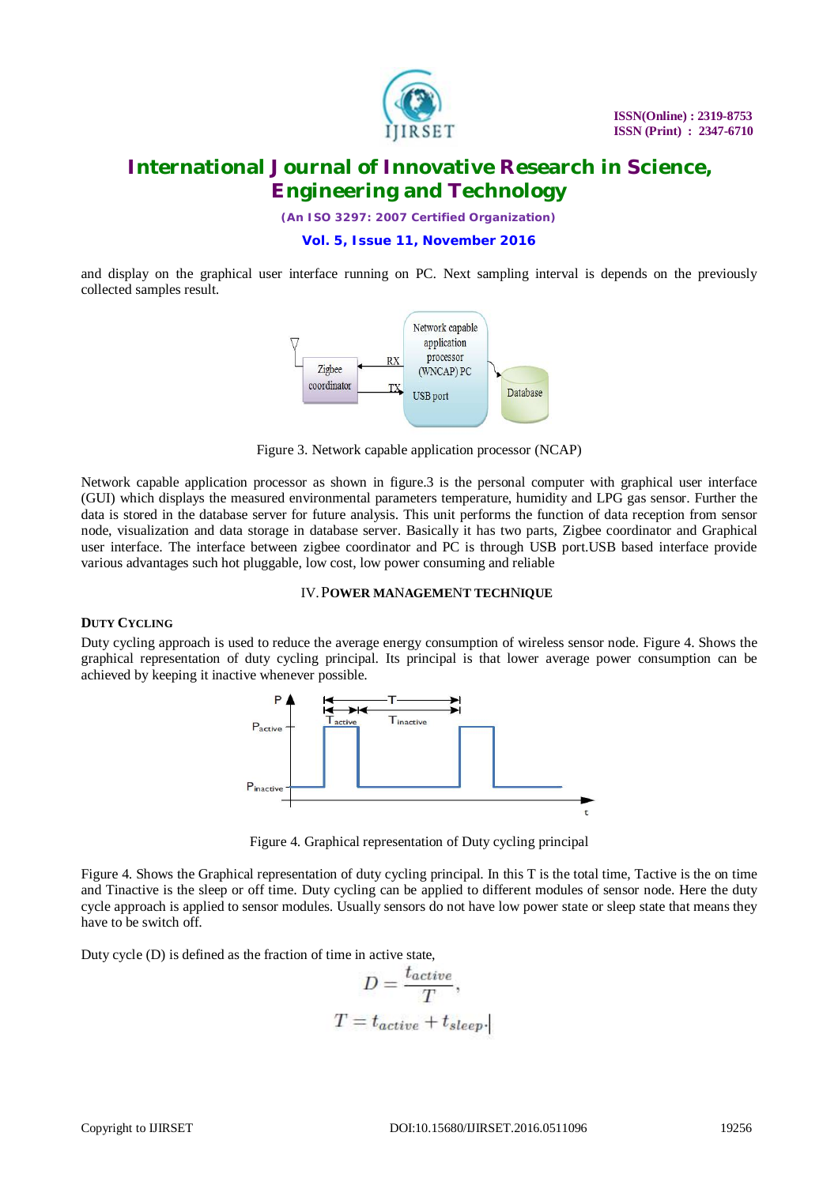and display on the graphical user interface running on PC. Next sampling interval is depends on the previously collected samples result.

Figure 3. Network capable application processor (NCAP)

Network capable application processor as shown in figure.3 is the personal computer with graphical user interface (GUI) which displays the measured environmental parameters temperature, humidity and LPG gas sensor. Further the data is stored in the database server for future analysis. This unit performs the function of data reception from sensor node, visualization and data storage in database server. Basically it has two parts, Zigbee coordinator and Graphical user interface. The interface between zigbee coordinator and PC is through USB port.USB based interface provide various advantages such hot pluggable, low cost, low power consuming and reliable

## IV. POWER MANAGEMENT TECHNIQUE

### DUTY CYCLING

Duty cycling approach is used to reduce the average energy consumption of wireless sensor node. Figure 4. Shows the graphical representation of duty cycling principal. Its principal is that lower average power consumption can be achieved by keeping it inactive whenever possible.

Figure 4. Graphical representation of Duty cycling principal

Figure 4. Shows the Graphical representation of duty cycling principal. In this T is the total time, Tactive is the on time and Tinactive is the sleep or off time. Duty cycling can be applied to different modules of sensor node. Here the duty cycle approach is applied to sensor modules. Usually sensors do not have low power state or sleep state that means they have to be switch off.

Duty cycle (D) is defined as the fraction of time in active state,

$$D = \frac{t_{active}}{T},$$

$$T = t_{active} + t_{sleep}.$$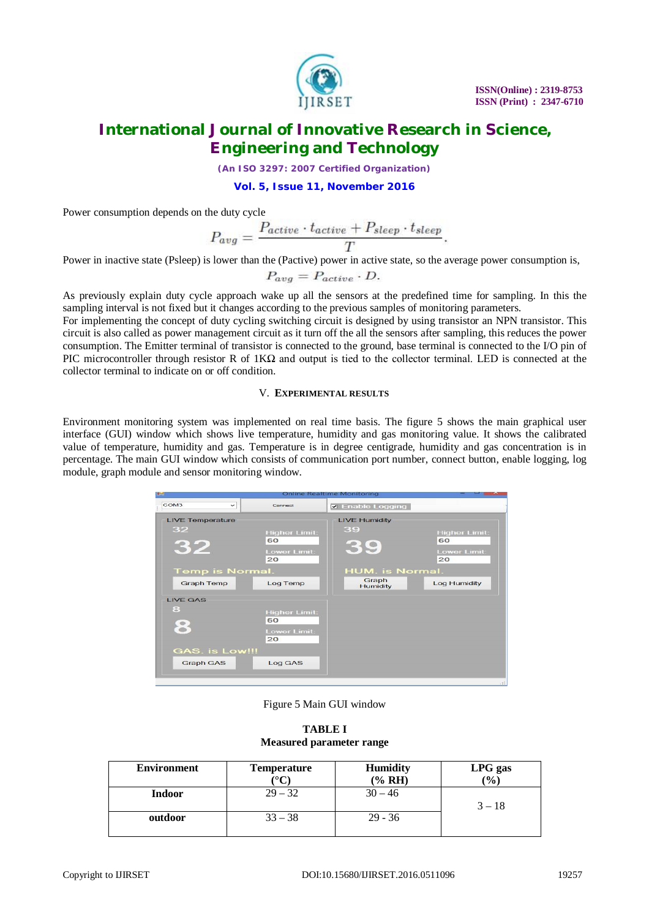Power consumption depends on the duty cycle

$$P_{avg} = \frac{P_{active} \cdot t_{active} + P_{sleep} \cdot t_{sleep}}{T}.$$

Power in inactive state (Psleep) is lower than the (Pactive) power in active state, so the average power consumption is,

$$P_{avg} = P_{active} \cdot D.$$

As previously explain duty cycle approach wake up all the sensors at the predefined time for sampling. In this the sampling interval is not fixed but it changes according to the previous samples of monitoring parameters.

For implementing the concept of duty cycling switching circuit is designed by using transistor an NPN transistor. This circuit is also called as power management circuit as it turn off the all the sensors after sampling, this reduces the power consumption. The Emitter terminal of transistor is connected to the ground, base terminal is connected to the I/O pin of PIC microcontroller through resistor R of 1KΩ and output is tied to the collector terminal. LED is connected at the collector terminal to indicate on or off condition.

## V. EXPERIMENTAL RESULTS

Environment monitoring system was implemented on real time basis. The figure 5 shows the main graphical user interface (GUI) window which shows live temperature, humidity and gas monitoring value. It shows the calibrated value of temperature, humidity and gas. Temperature is in degree centigrade, humidity and gas concentration is in percentage. The main GUI window which consists of communication port number, connect button, enable logging, log module, graph module and sensor monitoring window.

Figure 5 Main GUI window

**TABLE I**
**Measured parameter range**

| Environment | Temperature (°C) | Humidity (% RH) | LPG gas (%) |
|---|---|---|---|
| **Indoor** | 29 – 32 | 30 – 46 | 3 – 18 |
| **outdoor** | 33 – 38 | 29 - 36 | |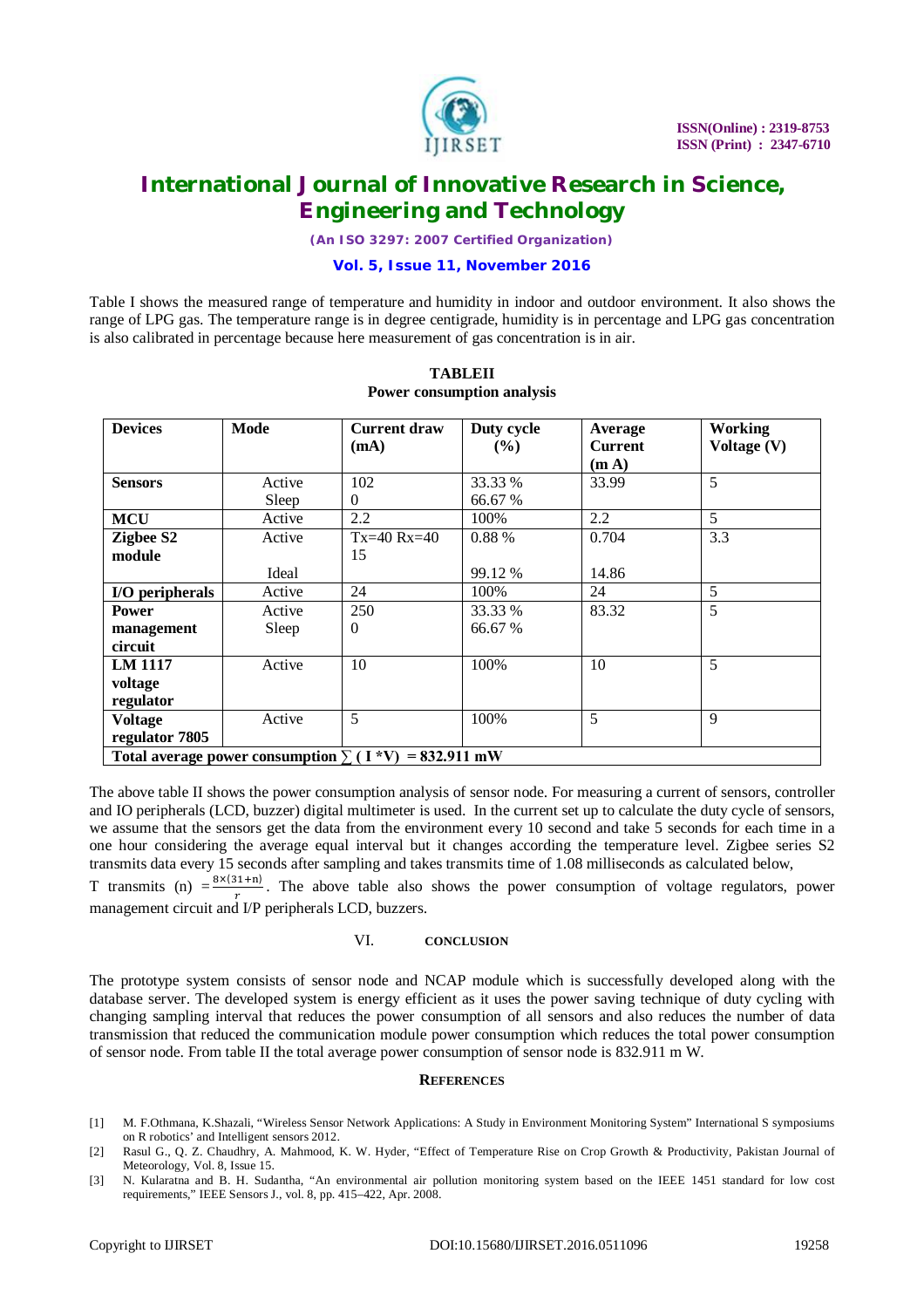Table I shows the measured range of temperature and humidity in indoor and outdoor environment. It also shows the range of LPG gas. The temperature range is in degree centigrade, humidity is in percentage and LPG gas concentration is also calibrated in percentage because here measurement of gas concentration is in air.

**TABLEII**
**Power consumption analysis**

| Devices | Mode | Current draw (mA) | Duty cycle (%) | Average Current (m A) | Working Voltage (V) |
|---|---|---|---|---|---|
| **Sensors** | Active<br>Sleep | 102<br>0 | 33.33 %<br>66.67 % | 33.99 | 5 |
| **MCU** | Active | 2.2 | 100% | 2.2 | 5 |
| **Zigbee S2 module** | Active<br><br>Ideal | Tx=40 Rx=40<br>15 | 0.88 %<br><br>99.12 % | 0.704<br><br>14.86 | 3.3 |
| **I/O peripherals** | Active | 24 | 100% | 24 | 5 |
| **Power management circuit** | Active<br>Sleep | 250<br>0 | 33.33 %<br>66.67 % | 83.32 | 5 |
| **LM 1117 voltage regulator** | Active | 10 | 100% | 10 | 5 |
| **Voltage regulator 7805** | Active | 5 | 100% | 5 | 9 |
| **Total average power consumption $\sum$ ( I \*V) = 832.911 mW** | | | | | |

The above table II shows the power consumption analysis of sensor node. For measuring a current of sensors, controller and IO peripherals (LCD, buzzer) digital multimeter is used. In the current set up to calculate the duty cycle of sensors, we assume that the sensors get the data from the environment every 10 second and take 5 seconds for each time in a one hour considering the average equal interval but it changes according the temperature level. Zigbee series S2 transmits data every 15 seconds after sampling and takes transmits time of 1.08 milliseconds as calculated below,

T transmits (n) $= \frac{8\times(31+n)}{r}$. The above table also shows the power consumption of voltage regulators, power management circuit and I/P peripherals LCD, buzzers.

## VI. CONCLUSION

The prototype system consists of sensor node and NCAP module which is successfully developed along with the database server. The developed system is energy efficient as it uses the power saving technique of duty cycling with changing sampling interval that reduces the power consumption of all sensors and also reduces the number of data transmission that reduced the communication module power consumption which reduces the total power consumption of sensor node. From table II the total average power consumption of sensor node is 832.911 m W.

## REFERENCES

[1] M. F.Othmana, K.Shazali, "Wireless Sensor Network Applications: A Study in Environment Monitoring System" International S symposiums on R robotics' and Intelligent sensors 2012.

[2] Rasul G., Q. Z. Chaudhry, A. Mahmood, K. W. Hyder, "Effect of Temperature Rise on Crop Growth & Productivity, Pakistan Journal of Meteorology, Vol. 8, Issue 15.

[3] N. Kularatna and B. H. Sudantha, "An environmental air pollution monitoring system based on the IEEE 1451 standard for low cost requirements," IEEE Sensors J., vol. 8, pp. 415–422, Apr. 2008.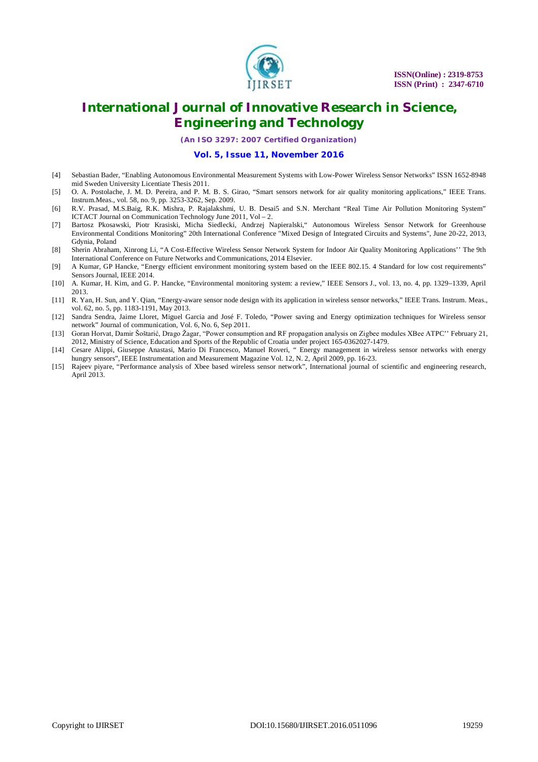[4] Sebastian Bader, “Enabling Autonomous Environmental Measurement Systems with Low-Power Wireless Sensor Networks” ISSN 1652-8948 mid Sweden University Licentiate Thesis 2011.

[5] O. A. Postolache, J. M. D. Pereira, and P. M. B. S. Girao, “Smart sensors network for air quality monitoring applications,” IEEE Trans. Instrum.Meas., vol. 58, no. 9, pp. 3253-3262, Sep. 2009.

[6] R.V. Prasad, M.S.Baig, R.K. Mishra, P. Rajalakshmi, U. B. Desai5 and S.N. Merchant “Real Time Air Pollution Monitoring System” ICTACT Journal on Communication Technology June 2011, Vol – 2.

[7] Bartosz Pkosawski, Piotr Krasiski, Micha Siedlecki, Andrzej Napieralski,“ Autonomous Wireless Sensor Network for Greenhouse Environmental Conditions Monitoring” 20th International Conference "Mixed Design of Integrated Circuits and Systems", June 20-22, 2013, Gdynia, Poland

[8] Sherin Abraham, Xinrong Li, “A Cost-Effective Wireless Sensor Network System for Indoor Air Quality Monitoring Applications’’ The 9th International Conference on Future Networks and Communications, 2014 Elsevier.

[9] A Kumar, GP Hancke, “Energy efficient environment monitoring system based on the IEEE 802.15. 4 Standard for low cost requirements” Sensors Journal, IEEE 2014.

[10] A. Kumar, H. Kim, and G. P. Hancke, “Environmental monitoring system: a review,” IEEE Sensors J., vol. 13, no. 4, pp. 1329–1339, April 2013.

[11] R. Yan, H. Sun, and Y. Qian, “Energy-aware sensor node design with its application in wireless sensor networks,” IEEE Trans. Instrum. Meas., vol. 62, no. 5, pp. 1183-1191, May 2013.

[12] Sandra Sendra, Jaime Lloret, Miguel Garcia and José F. Toledo, “Power saving and Energy optimization techniques for Wireless sensor network” Journal of communication, Vol. 6, No. 6, Sep 2011.

[13] Goran Horvat, Damir Šoštarić, Drago Žagar, “Power consumption and RF propagation analysis on Zigbee modules XBee ATPC’’ February 21, 2012, Ministry of Science, Education and Sports of the Republic of Croatia under project 165-0362027-1479.

[14] Cesare Alippi, Giuseppe Anastasi, Mario Di Francesco, Manuel Roveri, “ Energy management in wireless sensor networks with energy hungry sensors”, IEEE Instrumentation and Measurement Magazine Vol. 12, N. 2, April 2009, pp. 16-23.

[15] Rajeev piyare, “Performance analysis of Xbee based wireless sensor network”, International journal of scientific and engineering research, April 2013.